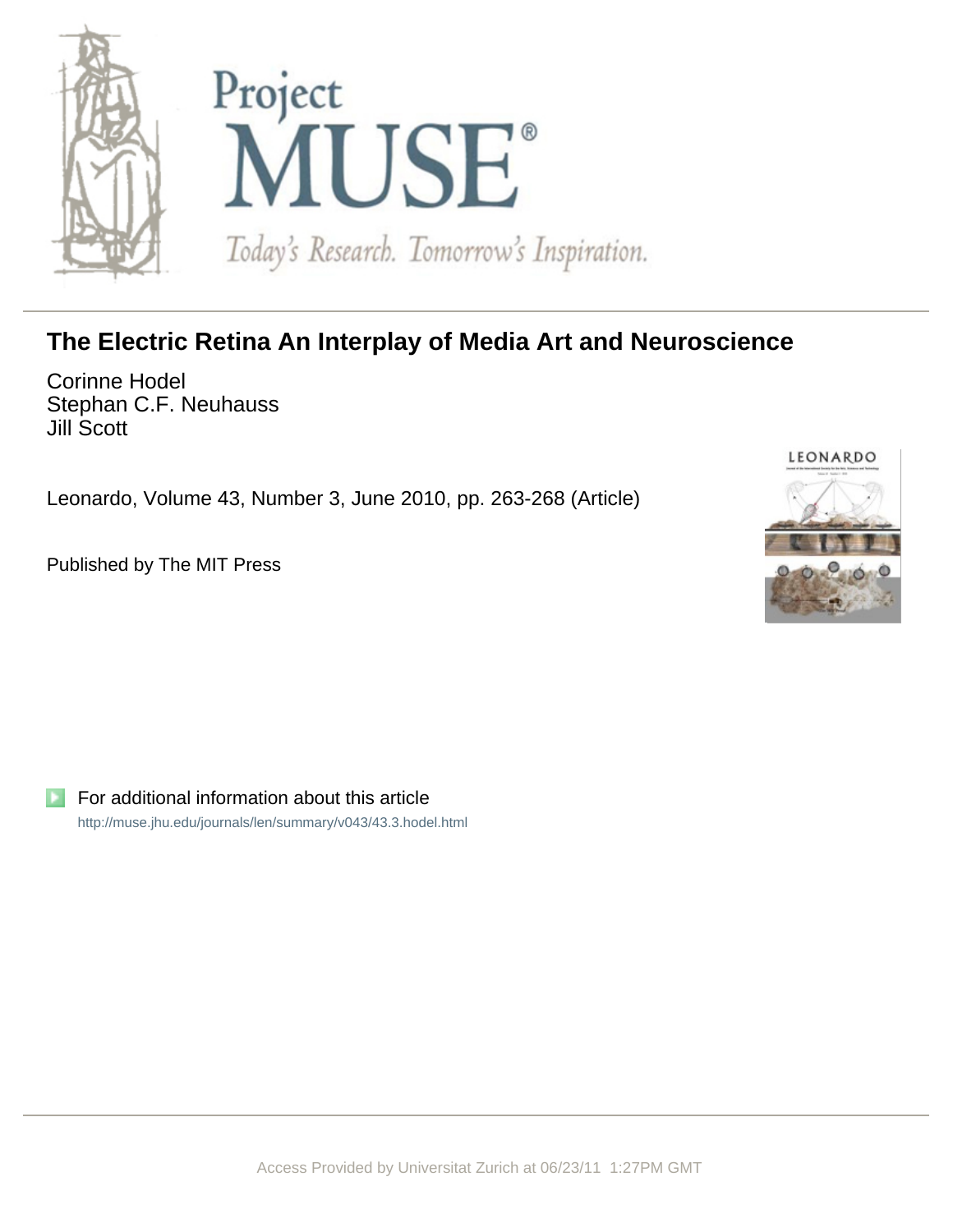# The Electric Retina An Interplay of Media Art and Neuroscience

Corinne Hodel
Stephan C.F. Neuhauss
Jill Scott

Leonardo, Volume 43, Number 3, June 2010, pp. 263-268 (Article)

Published by The MIT Press

For additional information about this article

http://muse.jhu.edu/journals/len/summary/v043/43.3.hodel.html

Access Provided by Universitat Zurich at 06/23/11 1:27PM GMT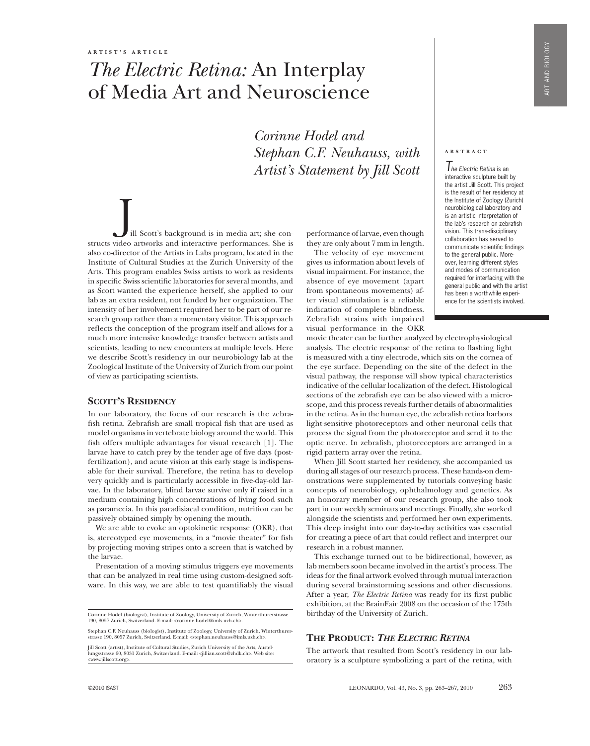ARTIST'S ARTICLE

# *The Electric Retina:* An Interplay of Media Art and Neuroscience

*Corinne Hodel and Stephan C.F. Neuhauss, with Artist's Statement by Jill Scott*

**ABSTRACT**

*The Electric Retina* is an interactive sculpture built by the artist Jill Scott. This project is the result of her residency at the Institute of Zoology (Zurich) neurobiological laboratory and is an artistic interpretation of the lab's research on zebrafish vision. This trans-disciplinary collaboration has served to communicate scientific findings to the general public. Moreover, learning different styles and modes of communication required for interfacing with the general public and with the artist has been a worthwhile experience for the scientists involved.

Jill Scott's background is in media art; she constructs video artworks and interactive performances. She is also co-director of the Artists in Labs program, located in the Institute of Cultural Studies at the Zurich University of the Arts. This program enables Swiss artists to work as residents in specific Swiss scientific laboratories for several months, and as Scott wanted the experience herself, she applied to our lab as an extra resident, not funded by her organization. The intensity of her involvement required her to be part of our research group rather than a momentary visitor. This approach reflects the conception of the program itself and allows for a much more intensive knowledge transfer between artists and scientists, leading to new encounters at multiple levels. Here we describe Scott's residency in our neurobiology lab at the Zoological Institute of the University of Zurich from our point of view as participating scientists.

## SCOTT'S RESIDENCY

In our laboratory, the focus of our research is the zebrafish retina. Zebrafish are small tropical fish that are used as model organisms in vertebrate biology around the world. This fish offers multiple advantages for visual research [1]. The larvae have to catch prey by the tender age of five days (post-fertilization), and acute vision at this early stage is indispensable for their survival. Therefore, the retina has to develop very quickly and is particularly accessible in five-day-old larvae. In the laboratory, blind larvae survive only if raised in a medium containing high concentrations of living food such as paramecia. In this paradisiacal condition, nutrition can be passively obtained simply by opening the mouth.

We are able to evoke an optokinetic response (OKR), that is, stereotyped eye movements, in a "movie theater" for fish by projecting moving stripes onto a screen that is watched by the larvae.

Presentation of a moving stimulus triggers eye movements that can be analyzed in real time using custom-designed software. In this way, we are able to test quantifiably the visual performance of larvae, even though they are only about 7 mm in length.

The velocity of eye movement gives us information about levels of visual impairment. For instance, the absence of eye movement (apart from spontaneous movements) after visual stimulation is a reliable indication of complete blindness. Zebrafish strains with impaired visual performance in the OKR movie theater can be further analyzed by electrophysiological analysis. The electric response of the retina to flashing light is measured with a tiny electrode, which sits on the cornea of the eye surface. Depending on the site of the defect in the visual pathway, the response will show typical characteristics indicative of the cellular localization of the defect. Histological sections of the zebrafish eye can be also viewed with a microscope, and this process reveals further details of abnormalities in the retina. As in the human eye, the zebrafish retina harbors light-sensitive photoreceptors and other neuronal cells that process the signal from the photoreceptor and send it to the optic nerve. In zebrafish, photoreceptors are arranged in a rigid pattern array over the retina.

When Jill Scott started her residency, she accompanied us during all stages of our research process. These hands-on demonstrations were supplemented by tutorials conveying basic concepts of neurobiology, ophthalmology and genetics. As an honorary member of our research group, she also took part in our weekly seminars and meetings. Finally, she worked alongside the scientists and performed her own experiments. This deep insight into our day-to-day activities was essential for creating a piece of art that could reflect and interpret our research in a robust manner.

This exchange turned out to be bidirectional, however, as lab members soon became involved in the artist's process. The ideas for the final artwork evolved through mutual interaction during several brainstorming sessions and other discussions. After a year, *The Electric Retina* was ready for its first public exhibition, at the BrainFair 2008 on the occasion of the 175th birthday of the University of Zurich.

## THE PRODUCT: *THE ELECTRIC RETINA*

The artwork that resulted from Scott's residency in our laboratory is a sculpture symbolizing a part of the retina, with

Corinne Hodel (biologist), Institute of Zoology, University of Zurich, Winterthurerstrasse 190, 8057 Zurich, Switzerland. E-mail: <corinne.hodel@imls.uzh.ch>.

Stephan C.F. Neuhauss (biologist), Institute of Zoology, University of Zurich, Winterthurerstrasse 190, 8057 Zurich, Switzerland. E-mail: <stephan.neuhauss@imls.uzh.ch>.

Jill Scott (artist), Institute of Cultural Studies, Zurich University of the Arts, Austellungsstrasse 60, 8031 Zurich, Switzerland. E-mail: <jillian.scott@zhdk.ch>. Web site: <www.jillscott.org>.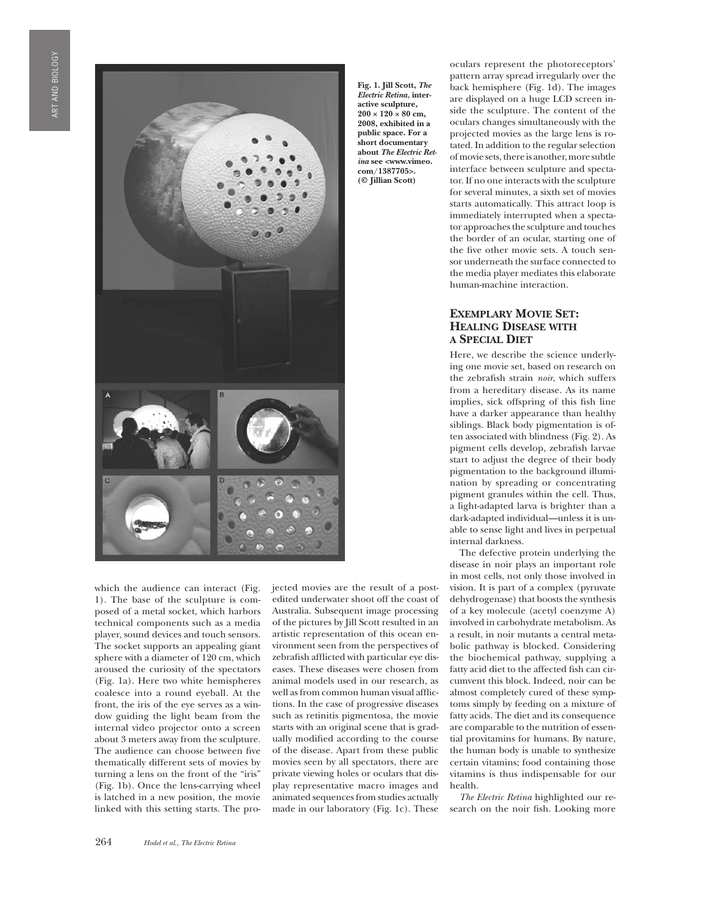Fig. 1. Jill Scott, *The Electric Retina*, interactive sculpture, 200 × 120 × 80 cm, 2008, exhibited in a public space. For a short documentary about *The Electric Retina* see <www.vimeo.com/1387705>. (© Jillian Scott)

which the audience can interact (Fig. 1). The base of the sculpture is composed of a metal socket, which harbors technical components such as a media player, sound devices and touch sensors. The socket supports an appealing giant sphere with a diameter of 120 cm, which aroused the curiosity of the spectators (Fig. 1a). Here two white hemispheres coalesce into a round eyeball. At the front, the iris of the eye serves as a window guiding the light beam from the internal video projector onto a screen about 3 meters away from the sculpture. The audience can choose between five thematically different sets of movies by turning a lens on the front of the "iris" (Fig. 1b). Once the lens-carrying wheel is latched in a new position, the movie linked with this setting starts. The projected movies are the result of a post-edited underwater shoot off the coast of Australia. Subsequent image processing of the pictures by Jill Scott resulted in an artistic representation of this ocean environment seen from the perspectives of zebrafish afflicted with particular eye diseases. These diseases were chosen from animal models used in our research, as well as from common human visual afflictions. In the case of progressive diseases such as retinitis pigmentosa, the movie starts with an original scene that is gradually modified according to the course of the disease. Apart from these public movies seen by all spectators, there are private viewing holes or oculars that display representative macro images and animated sequences from studies actually made in our laboratory (Fig. 1c). These oculars represent the photoreceptors' pattern array spread irregularly over the back hemisphere (Fig. 1d). The images are displayed on a huge LCD screen inside the sculpture. The content of the oculars changes simultaneously with the projected movies as the large lens is rotated. In addition to the regular selection of movie sets, there is another, more subtle interface between sculpture and spectator. If no one interacts with the sculpture for several minutes, a sixth set of movies starts automatically. This attract loop is immediately interrupted when a spectator approaches the sculpture and touches the border of an ocular, starting one of the five other movie sets. A touch sensor underneath the surface connected to the media player mediates this elaborate human-machine interaction.

## Exemplary Movie Set: Healing Disease with a Special Diet

Here, we describe the science underlying one movie set, based on research on the zebrafish strain *noir*, which suffers from a hereditary disease. As its name implies, sick offspring of this fish line have a darker appearance than healthy siblings. Black body pigmentation is often associated with blindness (Fig. 2). As pigment cells develop, zebrafish larvae start to adjust the degree of their body pigmentation to the background illumination by spreading or concentrating pigment granules within the cell. Thus, a light-adapted larva is brighter than a dark-adapted individual—unless it is unable to sense light and lives in perpetual internal darkness.

The defective protein underlying the disease in noir plays an important role in most cells, not only those involved in vision. It is part of a complex (pyruvate dehydrogenase) that boosts the synthesis of a key molecule (acetyl coenzyme A) involved in carbohydrate metabolism. As a result, in noir mutants a central metabolic pathway is blocked. Considering the biochemical pathway, supplying a fatty acid diet to the affected fish can circumvent this block. Indeed, noir can be almost completely cured of these symptoms simply by feeding on a mixture of fatty acids. The diet and its consequence are comparable to the nutrition of essential provitamins for humans. By nature, the human body is unable to synthesize certain vitamins; food containing those vitamins is thus indispensable for our health.

*The Electric Retina* highlighted our research on the noir fish. Looking more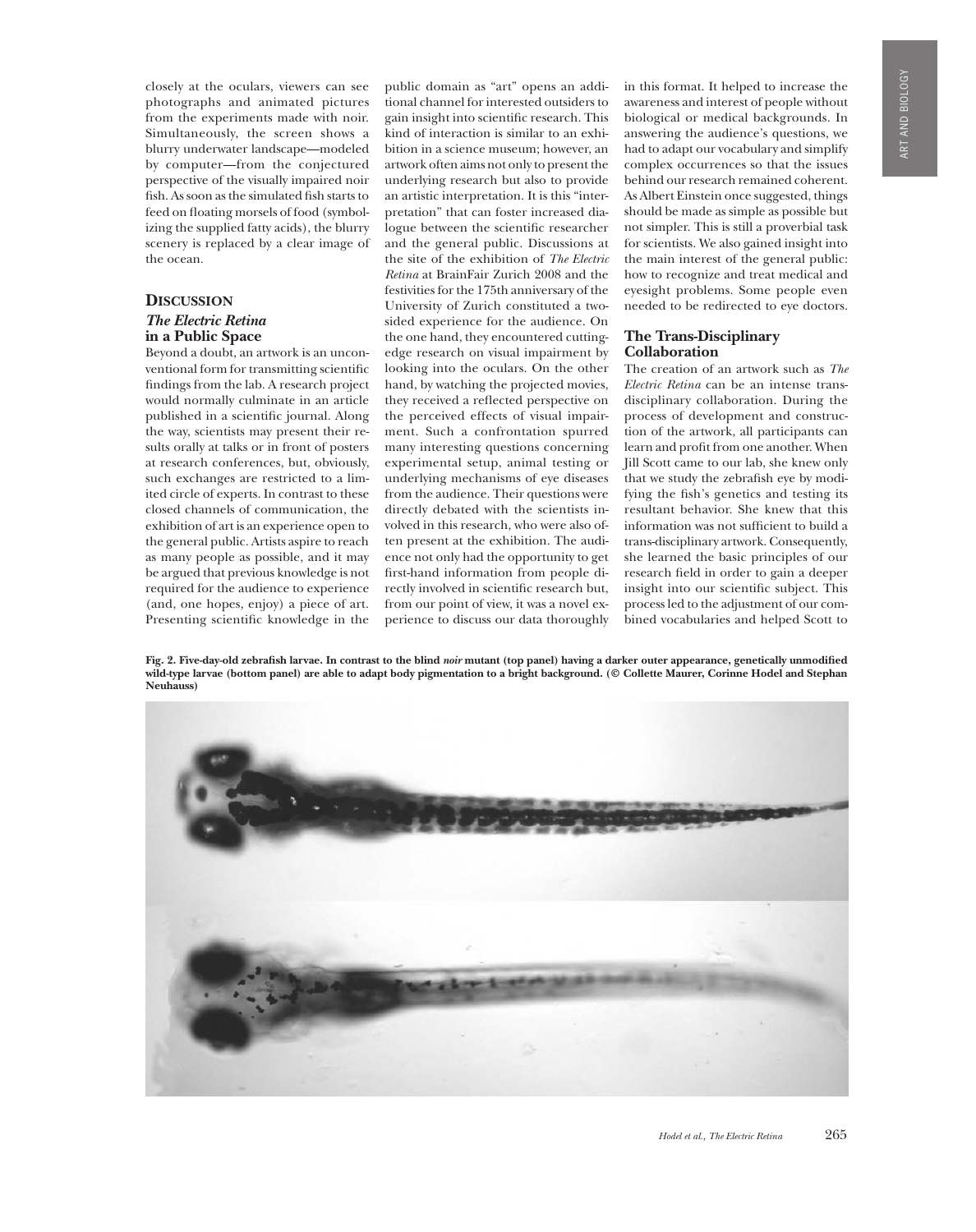closely at the oculars, viewers can see photographs and animated pictures from the experiments made with noir. Simultaneously, the screen shows a blurry underwater landscape—modeled by computer—from the conjectured perspective of the visually impaired noir fish. As soon as the simulated fish starts to feed on floating morsels of food (symbolizing the supplied fatty acids), the blurry scenery is replaced by a clear image of the ocean.

## Discussion

### *The Electric Retina* in a Public Space

Beyond a doubt, an artwork is an unconventional form for transmitting scientific findings from the lab. A research project would normally culminate in an article published in a scientific journal. Along the way, scientists may present their results orally at talks or in front of posters at research conferences, but, obviously, such exchanges are restricted to a limited circle of experts. In contrast to these closed channels of communication, the exhibition of art is an experience open to the general public. Artists aspire to reach as many people as possible, and it may be argued that previous knowledge is not required for the audience to experience (and, one hopes, enjoy) a piece of art. Presenting scientific knowledge in the public domain as "art" opens an additional channel for interested outsiders to gain insight into scientific research. This kind of interaction is similar to an exhibition in a science museum; however, an artwork often aims not only to present the underlying research but also to provide an artistic interpretation. It is this "interpretation" that can foster increased dialogue between the scientific researcher and the general public. Discussions at the site of the exhibition of *The Electric Retina* at BrainFair Zurich 2008 and the festivities for the 175th anniversary of the University of Zurich constituted a two-sided experience for the audience. On the one hand, they encountered cutting-edge research on visual impairment by looking into the oculars. On the other hand, by watching the projected movies, they received a reflected perspective on the perceived effects of visual impairment. Such a confrontation spurred many interesting questions concerning experimental setup, animal testing or underlying mechanisms of eye diseases from the audience. Their questions were directly debated with the scientists involved in this research, who were also often present at the exhibition. The audience not only had the opportunity to get first-hand information from people directly involved in scientific research but, from our point of view, it was a novel experience to discuss our data thoroughly in this format. It helped to increase the awareness and interest of people without biological or medical backgrounds. In answering the audience's questions, we had to adapt our vocabulary and simplify complex occurrences so that the issues behind our research remained coherent. As Albert Einstein once suggested, things should be made as simple as possible but not simpler. This is still a proverbial task for scientists. We also gained insight into the main interest of the general public: how to recognize and treat medical and eyesight problems. Some people even needed to be redirected to eye doctors.

### The Trans-Disciplinary Collaboration

The creation of an artwork such as *The Electric Retina* can be an intense trans-disciplinary collaboration. During the process of development and construction of the artwork, all participants can learn and profit from one another. When Jill Scott came to our lab, she knew only that we study the zebrafish eye by modifying the fish's genetics and testing its resultant behavior. She knew that this information was not sufficient to build a trans-disciplinary artwork. Consequently, she learned the basic principles of our research field in order to gain a deeper insight into our scientific subject. This process led to the adjustment of our combined vocabularies and helped Scott to

**Fig. 2. Five-day-old zebrafish larvae. In contrast to the blind *noir* mutant (top panel) having a darker outer appearance, genetically unmodified wild-type larvae (bottom panel) are able to adapt body pigmentation to a bright background. (© Collette Maurer, Corinne Hodel and Stephan Neuhauss)**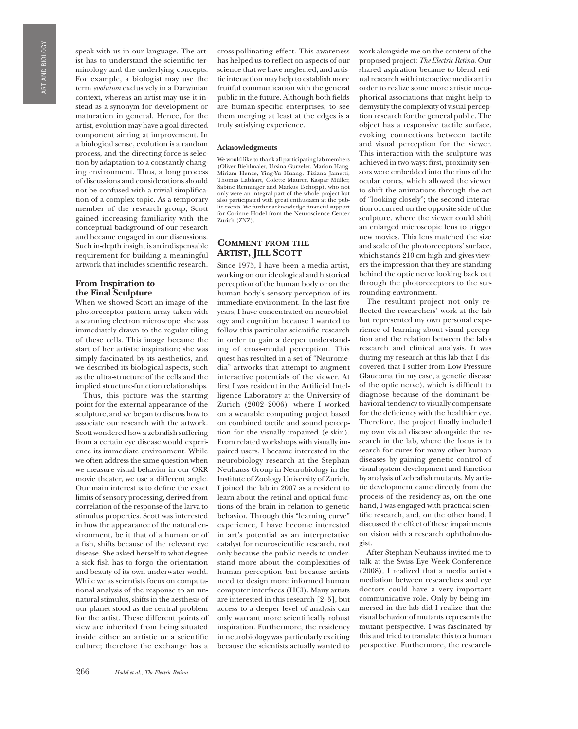speak with us in our language. The artist has to understand the scientific terminology and the underlying concepts. For example, a biologist may use the term *evolution* exclusively in a Darwinian context, whereas an artist may use it instead as a synonym for development or maturation in general. Hence, for the artist, evolution may have a goal-directed component aiming at improvement. In a biological sense, evolution is a random process, and the directing force is selection by adaptation to a constantly changing environment. Thus, a long process of discussions and considerations should not be confused with a trivial simplification of a complex topic. As a temporary member of the research group, Scott gained increasing familiarity with the conceptual background of our research and became engaged in our discussions. Such in-depth insight is an indispensable requirement for building a meaningful artwork that includes scientific research.

### From Inspiration to the Final Sculpture

When we showed Scott an image of the photoreceptor pattern array taken with a scanning electron microscope, she was immediately drawn to the regular tiling of these cells. This image became the start of her artistic inspiration; she was simply fascinated by its aesthetics, and we described its biological aspects, such as the ultra-structure of the cells and the implied structure-function relationships.

Thus, this picture was the starting point for the external appearance of the sculpture, and we began to discuss how to associate our research with the artwork. Scott wondered how a zebrafish suffering from a certain eye disease would experience its immediate environment. While we often address the same question when we measure visual behavior in our OKR movie theater, we use a different angle. Our main interest is to define the exact limits of sensory processing, derived from correlation of the response of the larva to stimulus properties. Scott was interested in how the appearance of the natural environment, be it that of a human or of a fish, shifts because of the relevant eye disease. She asked herself to what degree a sick fish has to forgo the orientation and beauty of its own underwater world. While we as scientists focus on computational analysis of the response to an unnatural stimulus, shifts in the aesthesis of our planet stood as the central problem for the artist. These different points of view are inherited from being situated inside either an artistic or a scientific culture; therefore the exchange has a cross-pollinating effect. This awareness has helped us to reflect on aspects of our science that we have neglected, and artistic interaction may help to establish more fruitful communication with the general public in the future. Although both fields are human-specific enterprises, to see them merging at least at the edges is a truly satisfying experience.

#### Acknowledgments

We would like to thank all participating lab members (Oliver Biehlmaier, Ursina Gurzeler, Marion Haug, Miriam Henze, Ying-Yu Huang, Tiziana Jametti, Thomas Labhart, Colette Maurer, Kaspar Müller, Sabine Renninger and Markus Tschopp), who not only were an integral part of the whole project but also participated with great enthusiasm at the public events. We further acknowledge financial support for Corinne Hodel from the Neuroscience Center Zurich (ZNZ).

## Comment from the Artist, Jill Scott

Since 1975, I have been a media artist, working on our ideological and historical perception of the human body or on the human body's sensory perception of its immediate environment. In the last five years, I have concentrated on neurobiology and cognition because I wanted to follow this particular scientific research in order to gain a deeper understanding of cross-modal perception. This quest has resulted in a set of "Neuromedia" artworks that attempt to augment interactive potentials of the viewer. At first I was resident in the Artificial Intelligence Laboratory at the University of Zurich (2002–2006), where I worked on a wearable computing project based on combined tactile and sound perception for the visually impaired (e-skin). From related workshops with visually impaired users, I became interested in the neurobiology research at the Stephan Neuhauss Group in Neurobiology in the Institute of Zoology University of Zurich. I joined the lab in 2007 as a resident to learn about the retinal and optical functions of the brain in relation to genetic behavior. Through this "learning curve" experience, I have become interested in art's potential as an interpretative catalyst for neuroscientific research, not only because the public needs to understand more about the complexities of human perception but because artists need to design more informed human computer interfaces (HCI). Many artists are interested in this research [2–5], but access to a deeper level of analysis can only warrant more scientifically robust inspiration. Furthermore, the residency in neurobiology was particularly exciting because the scientists actually wanted to work alongside me on the content of the proposed project: *The Electric Retina*. Our shared aspiration became to blend retinal research with interactive media art in order to realize some more artistic metaphorical associations that might help to demystify the complexity of visual perception research for the general public. The object has a responsive tactile surface, evoking connections between tactile and visual perception for the viewer. This interaction with the sculpture was achieved in two ways: first, proximity sensors were embedded into the rims of the ocular cones, which allowed the viewer to shift the animations through the act of "looking closely"; the second interaction occurred on the opposite side of the sculpture, where the viewer could shift an enlarged microscopic lens to trigger new movies. This lens matched the size and scale of the photoreceptors' surface, which stands 210 cm high and gives viewers the impression that they are standing behind the optic nerve looking back out through the photoreceptors to the surrounding environment.

The resultant project not only reflected the researchers' work at the lab but represented my own personal experience of learning about visual perception and the relation between the lab's research and clinical analysis. It was during my research at this lab that I discovered that I suffer from Low Pressure Glaucoma (in my case, a genetic disease of the optic nerve), which is difficult to diagnose because of the dominant behavioral tendency to visually compensate for the deficiency with the healthier eye. Therefore, the project finally included my own visual disease alongside the research in the lab, where the focus is to search for cures for many other human diseases by gaining genetic control of visual system development and function by analysis of zebrafish mutants. My artistic development came directly from the process of the residency as, on the one hand, I was engaged with practical scientific research, and, on the other hand, I discussed the effect of these impairments on vision with a research ophthalmologist.

After Stephan Neuhauss invited me to talk at the Swiss Eye Week Conference (2008), I realized that a media artist's mediation between researchers and eye doctors could have a very important communicative role. Only by being immersed in the lab did I realize that the visual behavior of mutants represents the mutant perspective. I was fascinated by this and tried to translate this to a human perspective. Furthermore, the research-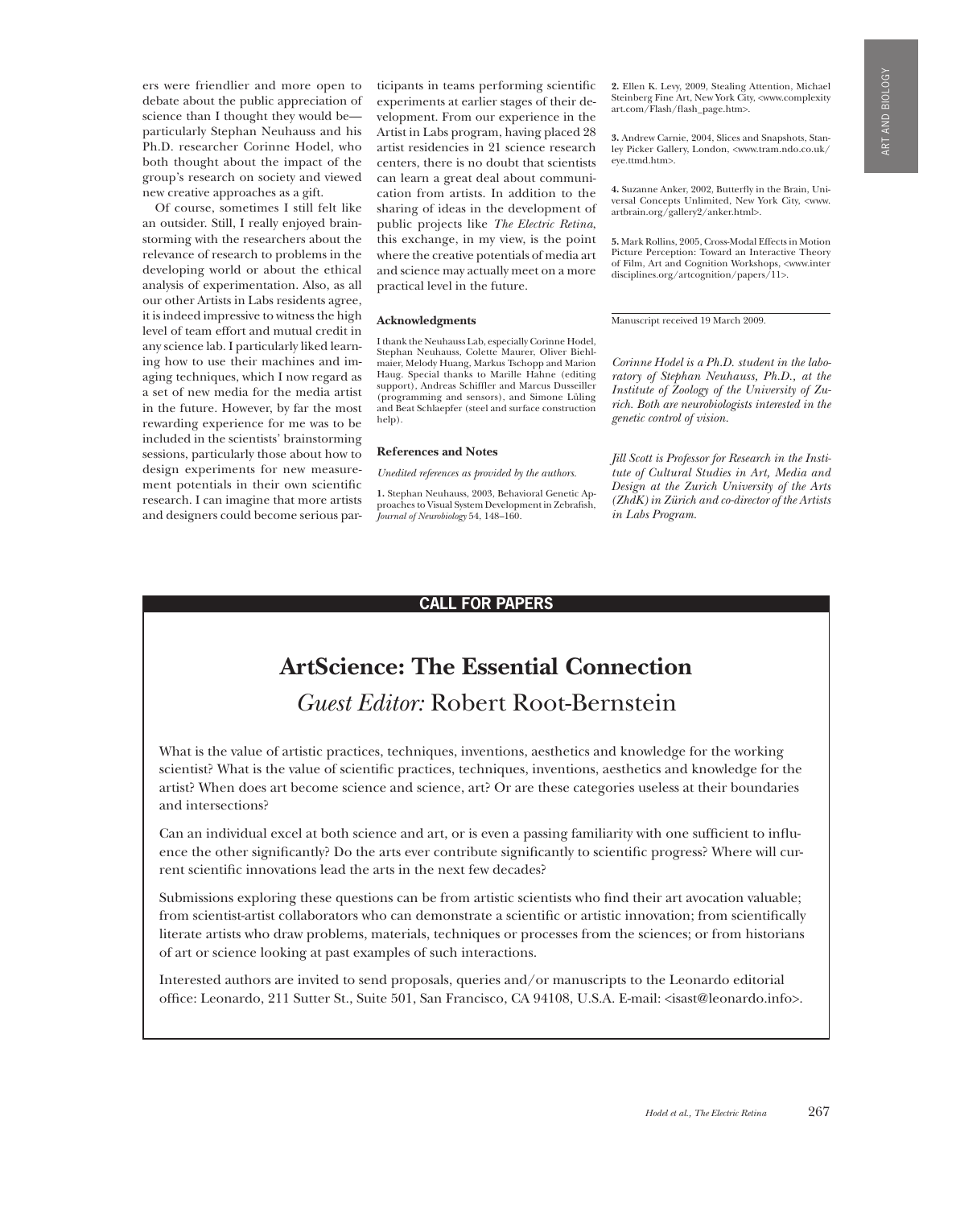ers were friendlier and more open to debate about the public appreciation of science than I thought they would be—particularly Stephan Neuhauss and his Ph.D. researcher Corinne Hodel, who both thought about the impact of the group's research on society and viewed new creative approaches as a gift.

Of course, sometimes I still felt like an outsider. Still, I really enjoyed brainstorming with the researchers about the relevance of research to problems in the developing world or about the ethical analysis of experimentation. Also, as all our other Artists in Labs residents agree, it is indeed impressive to witness the high level of team effort and mutual credit in any science lab. I particularly liked learning how to use their machines and imaging techniques, which I now regard as a set of new media for the media artist in the future. However, by far the most rewarding experience for me was to be included in the scientists' brainstorming sessions, particularly those about how to design experiments for new measurement potentials in their own scientific research. I can imagine that more artists and designers could become serious participants in teams performing scientific experiments at earlier stages of their development. From our experience in the Artist in Labs program, having placed 28 artist residencies in 21 science research centers, there is no doubt that scientists can learn a great deal about communication from artists. In addition to the sharing of ideas in the development of public projects like *The Electric Retina*, this exchange, in my view, is the point where the creative potentials of media art and science may actually meet on a more practical level in the future.

#### Acknowledgments

I thank the Neuhauss Lab, especially Corinne Hodel, Stephan Neuhauss, Colette Maurer, Oliver Biehlmaier, Melody Huang, Markus Tschopp and Marion Haug. Special thanks to Marille Hahne (editing support), Andreas Schiffler and Marcus Dusseiller (programming and sensors), and Simone Lüling and Beat Schlaepfer (steel and surface construction help).

#### References and Notes

*Unedited references as provided by the authors.*

**1.** Stephan Neuhauss, 2003, Behavioral Genetic Approaches to Visual System Development in Zebrafish, *Journal of Neurobiology* 54, 148–160.

**2.** Ellen K. Levy, 2009, Stealing Attention, Michael Steinberg Fine Art, New York City, <www.complexityart.com/Flash/flash_page.htm>.

**3.** Andrew Carnie, 2004, Slices and Snapshots, Stanley Picker Gallery, London, <www.tram.ndo.co.uk/eye.ttmd.htm>.

**4.** Suzanne Anker, 2002, Butterfly in the Brain, Universal Concepts Unlimited, New York City, <www.artbrain.org/gallery2/anker.html>.

**5.** Mark Rollins, 2005, Cross-Modal Effects in Motion Picture Perception: Toward an Interactive Theory of Film, Art and Cognition Workshops, <www.interdisciplines.org/artcognition/papers/11>.

Manuscript received 19 March 2009.

*Corinne Hodel is a Ph.D. student in the laboratory of Stephan Neuhauss, Ph.D., at the Institute of Zoology of the University of Zurich. Both are neurobiologists interested in the genetic control of vision.*

*Jill Scott is Professor for Research in the Institute of Cultural Studies in Art, Media and Design at the Zurich University of the Arts (ZhdK) in Zürich and co-director of the Artists in Labs Program.*

---

**CALL FOR PAPERS**

## ArtScience: The Essential Connection

### *Guest Editor:* Robert Root-Bernstein

What is the value of artistic practices, techniques, inventions, aesthetics and knowledge for the working scientist? What is the value of scientific practices, techniques, inventions, aesthetics and knowledge for the artist? When does art become science and science, art? Or are these categories useless at their boundaries and intersections?

Can an individual excel at both science and art, or is even a passing familiarity with one sufficient to influence the other significantly? Do the arts ever contribute significantly to scientific progress? Where will current scientific innovations lead the arts in the next few decades?

Submissions exploring these questions can be from artistic scientists who find their art avocation valuable; from scientist-artist collaborators who can demonstrate a scientific or artistic innovation; from scientifically literate artists who draw problems, materials, techniques or processes from the sciences; or from historians of art or science looking at past examples of such interactions.

Interested authors are invited to send proposals, queries and/or manuscripts to the Leonardo editorial office: Leonardo, 211 Sutter St., Suite 501, San Francisco, CA 94108, U.S.A. E-mail: <isast@leonardo.info>.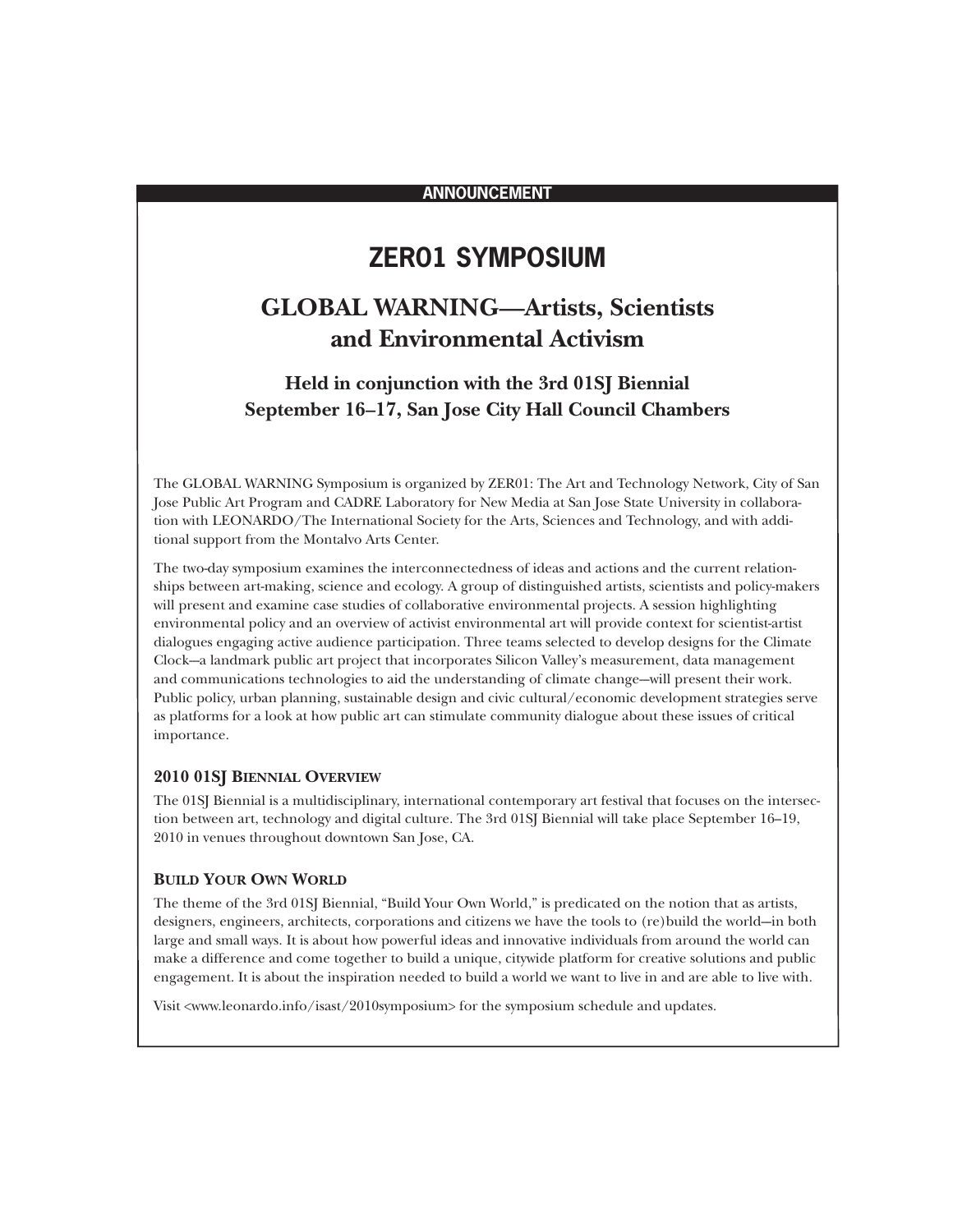ANNOUNCEMENT

# ZER01 SYMPOSIUM

## GLOBAL WARNING—Artists, Scientists and Environmental Activism

### Held in conjunction with the 3rd 01SJ Biennial September 16–17, San Jose City Hall Council Chambers

The GLOBAL WARNING Symposium is organized by ZER01: The Art and Technology Network, City of San Jose Public Art Program and CADRE Laboratory for New Media at San Jose State University in collaboration with LEONARDO/The International Society for the Arts, Sciences and Technology, and with additional support from the Montalvo Arts Center.

The two-day symposium examines the interconnectedness of ideas and actions and the current relationships between art-making, science and ecology. A group of distinguished artists, scientists and policy-makers will present and examine case studies of collaborative environmental projects. A session highlighting environmental policy and an overview of activist environmental art will provide context for scientist-artist dialogues engaging active audience participation. Three teams selected to develop designs for the Climate Clock—a landmark public art project that incorporates Silicon Valley's measurement, data management and communications technologies to aid the understanding of climate change—will present their work. Public policy, urban planning, sustainable design and civic cultural/economic development strategies serve as platforms for a look at how public art can stimulate community dialogue about these issues of critical importance.

#### 2010 01SJ Biennial Overview

The 01SJ Biennial is a multidisciplinary, international contemporary art festival that focuses on the intersection between art, technology and digital culture. The 3rd 01SJ Biennial will take place September 16–19, 2010 in venues throughout downtown San Jose, CA.

#### Build Your Own World

The theme of the 3rd 01SJ Biennial, "Build Your Own World," is predicated on the notion that as artists, designers, engineers, architects, corporations and citizens we have the tools to (re)build the world—in both large and small ways. It is about how powerful ideas and innovative individuals from around the world can make a difference and come together to build a unique, citywide platform for creative solutions and public engagement. It is about the inspiration needed to build a world we want to live in and are able to live with.

Visit <www.leonardo.info/isast/2010symposium> for the symposium schedule and updates.